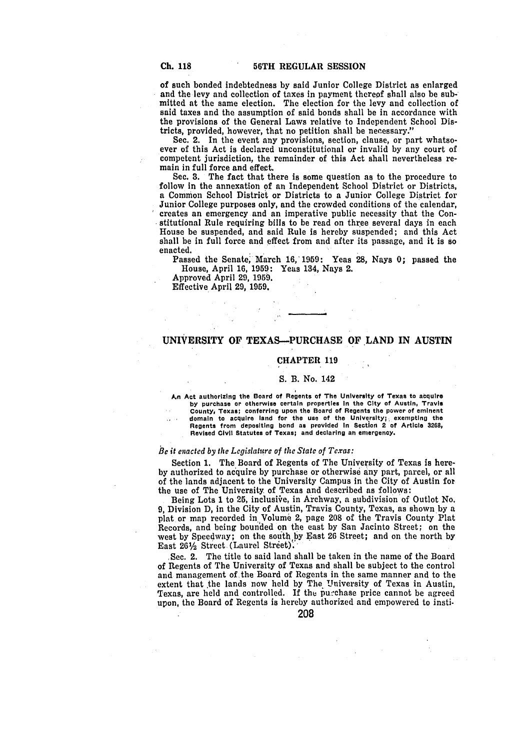of such bonded indebtedness by said Junior College District as enlarged and the levy and collection of taxes in payment thereof shall also be submitted at the same election. The election for the levy and collection of said taxes and the assumption of said bonds shall be in accordance with the provisions of the General Laws relative to Independent School Districts, provided, however, that no petition shall be necessary."

Sec. 2. In the event any provisions, section, clause, or part whatsoever of this Act is declared unconstitutional or invalid by any court of competent jurisdiction, the remainder of this Act shall nevertheless remain in full force and effect.

Sec. 3. The fact that there is some question as to the procedure to follow in the annexation of an Independent School District or Districts, a Common School District or Districts to a Junior College District for Junior College purposes only, and the crowded conditions of the calendar, creates an emergency and an imperative public necessity that the Constitutional Rule requiring bills to be read on three several days in each House be suspended, and said Rule is hereby suspended; and this Act shall be in full force and effect from and after its passage, and it is so enacted.

Passed the Senate, March 16, 1959: Yeas 28, Nays 0; passed the House, April 16, 1959: Yeas 134, Nays 2.

Approved April 29, 1959.

Effective April 29, 1959.

---

## UNIVERSITY OF TEXAS—PURCHASE OF LAND IN AUSTIN

### CHAPTER 119

### S. B. No. 142

An Act authorizing the Board of Regents of The University of Texas to acquire by purchase or otherwise certain properties in the City of Austin, Travis County, Texas; conferring upon the Board of Regents the power of eminent domain to acquire land for the use of the University; exempting the Regents from depositing bond as provided in Section 2 of Article 3268, Revised Civil Statutes of Texas; and declaring an emergency.

*Be it enacted by the Legislature of the State of Texas:*

Section 1. The Board of Regents of The University of Texas is hereby authorized to acquire by purchase or otherwise any part, parcel, or all of the lands adjacent to the University Campus in the City of Austin for the use of The University of Texas and described as follows:

Being Lots 1 to 25, inclusive, in Archway, a subdivision of Outlot No. 9, Division D, in the City of Austin, Travis County, Texas, as shown by a plat or map recorded in Volume 2, page 208 of the Travis County Plat Records, and being bounded on the east by San Jacinto Street; on the west by Speedway; on the south by East 26 Street; and on the north by East 26½ Street (Laurel Street).

Sec. 2. The title to said land shall be taken in the name of the Board of Regents of The University of Texas and shall be subject to the control and management of the Board of Regents in the same manner and to the extent that the lands now held by The University of Texas in Austin, Texas, are held and controlled. If the purchase price cannot be agreed upon, the Board of Regents is hereby authorized and empowered to insti-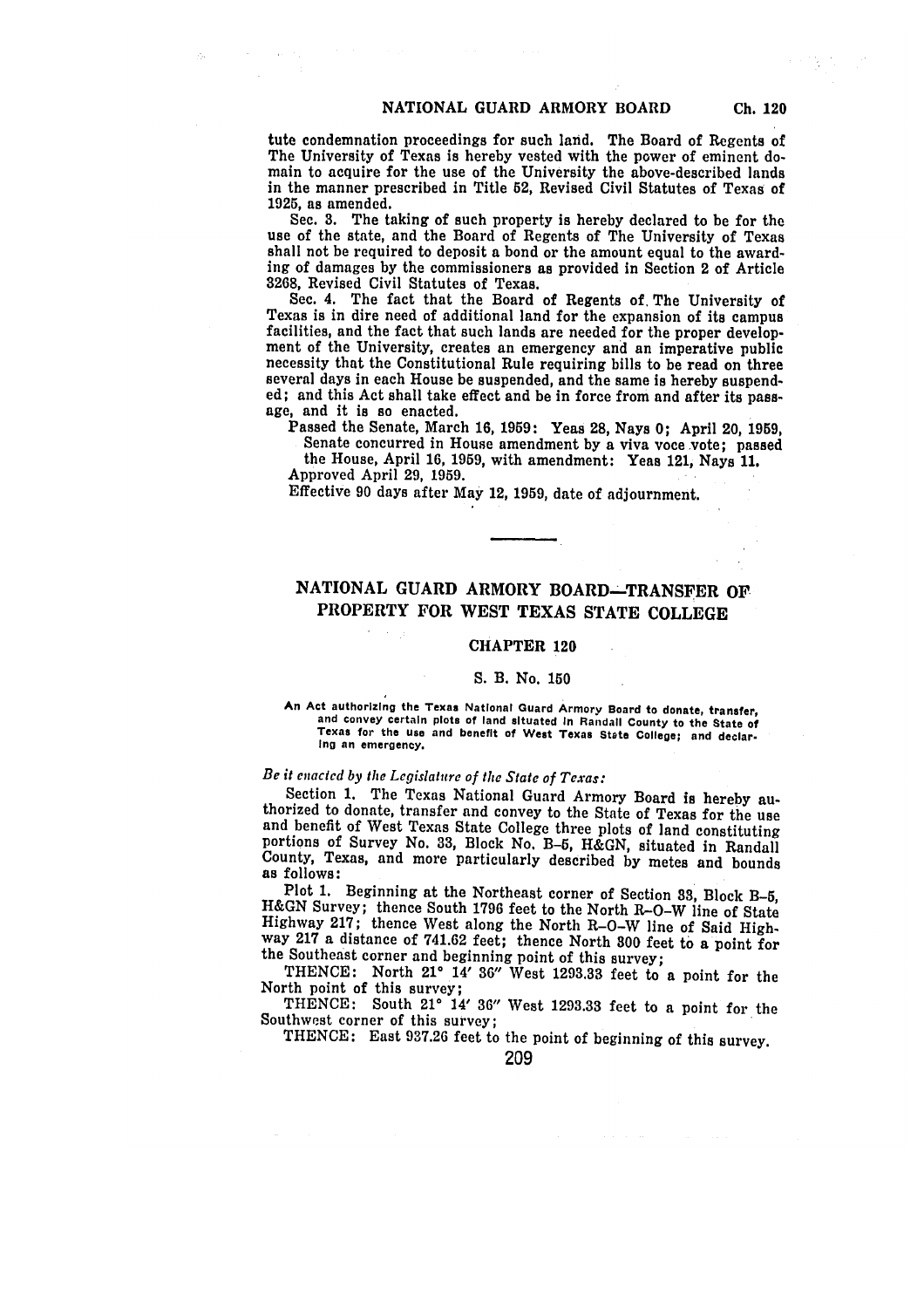tute condemnation proceedings for such land. The Board of Regents of The University of Texas is hereby vested with the power of eminent domain to acquire for the use of the University the above-described lands in the manner prescribed in Title 52, Revised Civil Statutes of Texas of 1925, as amended.

Sec. 3. The taking of such property is hereby declared to be for the use of the state, and the Board of Regents of The University of Texas shall not be required to deposit a bond or the amount equal to the awarding of damages by the commissioners as provided in Section 2 of Article 3268, Revised Civil Statutes of Texas.

Sec. 4. The fact that the Board of Regents of The University of Texas is in dire need of additional land for the expansion of its campus facilities, and the fact that such lands are needed for the proper development of the University, creates an emergency and an imperative public necessity that the Constitutional Rule requiring bills to be read on three several days in each House be suspended, and the same is hereby suspended; and this Act shall take effect and be in force from and after its passage, and it is so enacted.

Passed the Senate, March 16, 1959: Yeas 28, Nays 0; April 20, 1959, Senate concurred in House amendment by a viva voce vote; passed the House, April 16, 1959, with amendment: Yeas 121, Nays 11.

Approved April 29, 1959.

Effective 90 days after May 12, 1959, date of adjournment.

---

## NATIONAL GUARD ARMORY BOARD—TRANSFER OF PROPERTY FOR WEST TEXAS STATE COLLEGE

### CHAPTER 120

### S. B. No. 150

An Act authorizing the Texas National Guard Armory Board to donate, transfer, and convey certain plots of land situated in Randall County to the State of Texas for the use and benefit of West Texas State College; and declaring an emergency.

*Be it enacted by the Legislature of the State of Texas:*

Section 1. The Texas National Guard Armory Board is hereby authorized to donate, transfer and convey to the State of Texas for the use and benefit of West Texas State College three plots of land constituting portions of Survey No. 33, Block No. B-5, H&GN, situated in Randall County, Texas, and more particularly described by metes and bounds as follows:

Plot 1. Beginning at the Northeast corner of Section 33, Block B-5, H&GN Survey; thence South 1796 feet to the North R-O-W line of State Highway 217; thence West along the North R-O-W line of Said Highway 217 a distance of 741.62 feet; thence North 300 feet to a point for the Southeast corner and beginning point of this survey;

THENCE: North 21° 14′ 36″ West 1293.33 feet to a point for the North point of this survey;

THENCE: South 21° 14′ 36″ West 1293.33 feet to a point for the Southwest corner of this survey;

THENCE: East 937.26 feet to the point of beginning of this survey.